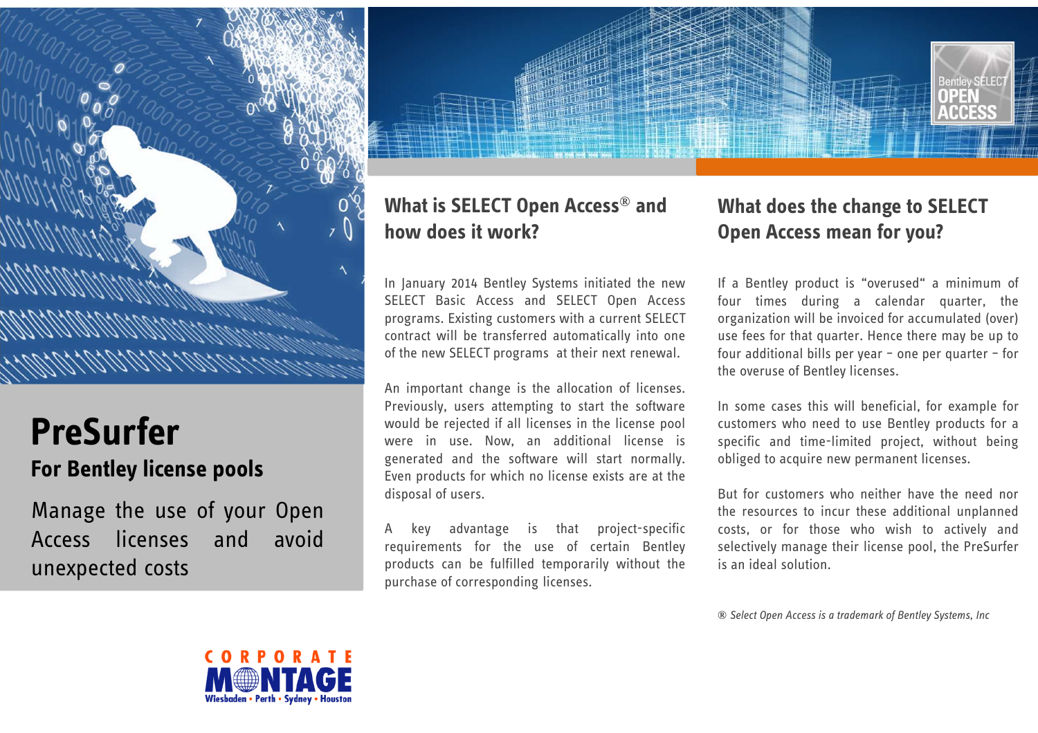# PreSurfer

## For Bentley license pools

Manage the use of your Open Access licenses and avoid unexpected costs

## What is SELECT Open Access® and how does it work?

In January 2014 Bentley Systems initiated the new SELECT Basic Access and SELECT Open Access programs. Existing customers with a current SELECT contract will be transferred automatically into one of the new SELECT programs at their next renewal.

An important change is the allocation of licenses. Previously, users attempting to start the software would be rejected if all licenses in the license pool were in use. Now, an additional license is generated and the software will start normally. Even products for which no license exists are at the disposal of users.

A key advantage is that project-specific requirements for the use of certain Bentley products can be fulfilled temporarily without the purchase of corresponding licenses.

## What does the change to SELECT Open Access mean for you?

If a Bentley product is "overused" a minimum of four times during a calendar quarter, the organization will be invoiced for accumulated (over) use fees for that quarter. Hence there may be up to four additional bills per year – one per quarter – for the overuse of Bentley licenses.

In some cases this will beneficial, for example for customers who need to use Bentley products for a specific and time-limited project, without being obliged to acquire new permanent licenses.

But for customers who neither have the need nor the resources to incur these additional unplanned costs, or for those who wish to actively and selectively manage their license pool, the PreSurfer is an ideal solution.

*® Select Open Access is a trademark of Bentley Systems, Inc*

CORPORATE MONTAGE
Wiesbaden • Perth • Sydney • Houston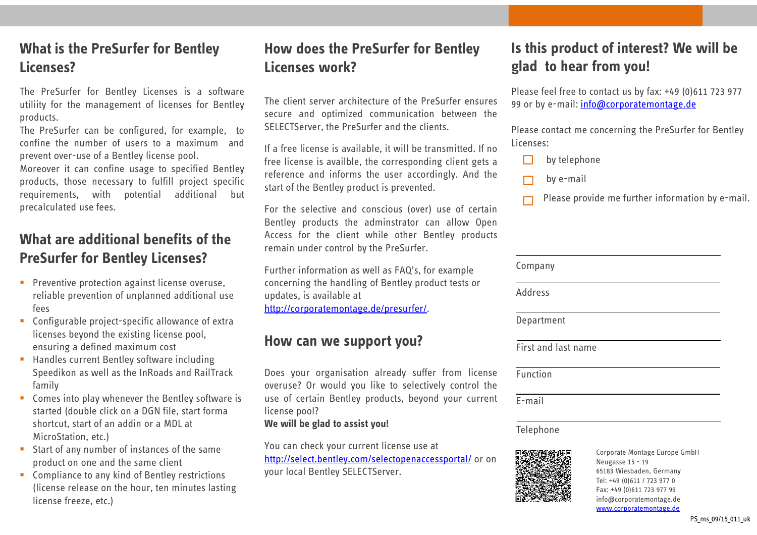## What is the PreSurfer for Bentley Licenses?

The PreSurfer for Bentley Licenses is a software utiliity for the management of licenses for Bentley products.
The PreSurfer can be configured, for example, to confine the number of users to a maximum and prevent over-use of a Bentley license pool.
Moreover it can confine usage to specified Bentley products, those necessary to fulfill project specific requirements, with potential additional but precalculated use fees.

## What are additional benefits of the PreSurfer for Bentley Licenses?

- Preventive protection against license overuse, reliable prevention of unplanned additional use fees
- Configurable project-specific allowance of extra licenses beyond the existing license pool, ensuring a defined maximum cost
- Handles current Bentley software including Speedikon as well as the InRoads and RailTrack family
- Comes into play whenever the Bentley software is started (double click on a DGN file, start forma shortcut, start of an addin or a MDL at MicroStation, etc.)
- Start of any number of instances of the same product on one and the same client
- Compliance to any kind of Bentley restrictions (license release on the hour, ten minutes lasting license freeze, etc.)

## How does the PreSurfer for Bentley Licenses work?

The client server architecture of the PreSurfer ensures secure and optimized communication between the SELECTServer, the PreSurfer and the clients.

If a free license is available, it will be transmitted. If no free license is availble, the corresponding client gets a reference and informs the user accordingly. And the start of the Bentley product is prevented.

For the selective and conscious (over) use of certain Bentley products the adminstrator can allow Open Access for the client while other Bentley products remain under control by the PreSurfer.

Further information as well as FAQ's, for example concerning the handling of Bentley product tests or updates, is available at
http://corporatemontage.de/presurfer/.

## How can we support you?

Does your organisation already suffer from license overuse? Or would you like to selectively control the use of certain Bentley products, beyond your current license pool?
**We will be glad to assist you!**

You can check your current license use at http://select.bentley.com/selectopenaccessportal/ or on your local Bentley SELECTServer.

## Is this product of interest? We will be glad to hear from you!

Please feel free to contact us by fax: +49 (0)611 723 977 99 or by e-mail: info@corporatemontage.de

Please contact me concerning the PreSurfer for Bentley Licenses:

- ☐ by telephone
- ☐ by e-mail
- ☐ Please provide me further information by e-mail.

Company

Address

Department

First and last name

Function

E-mail

Telephone

Corporate Montage Europe GmbH
Neugasse 15 - 19
65183 Wiesbaden, Germany
Tel: +49 (0)611 / 723 977 0
Fax: +49 (0)611 723 977 99
info@corporatemontage.de
www.corporatemontage.de

PS_ms_09/15_011_uk